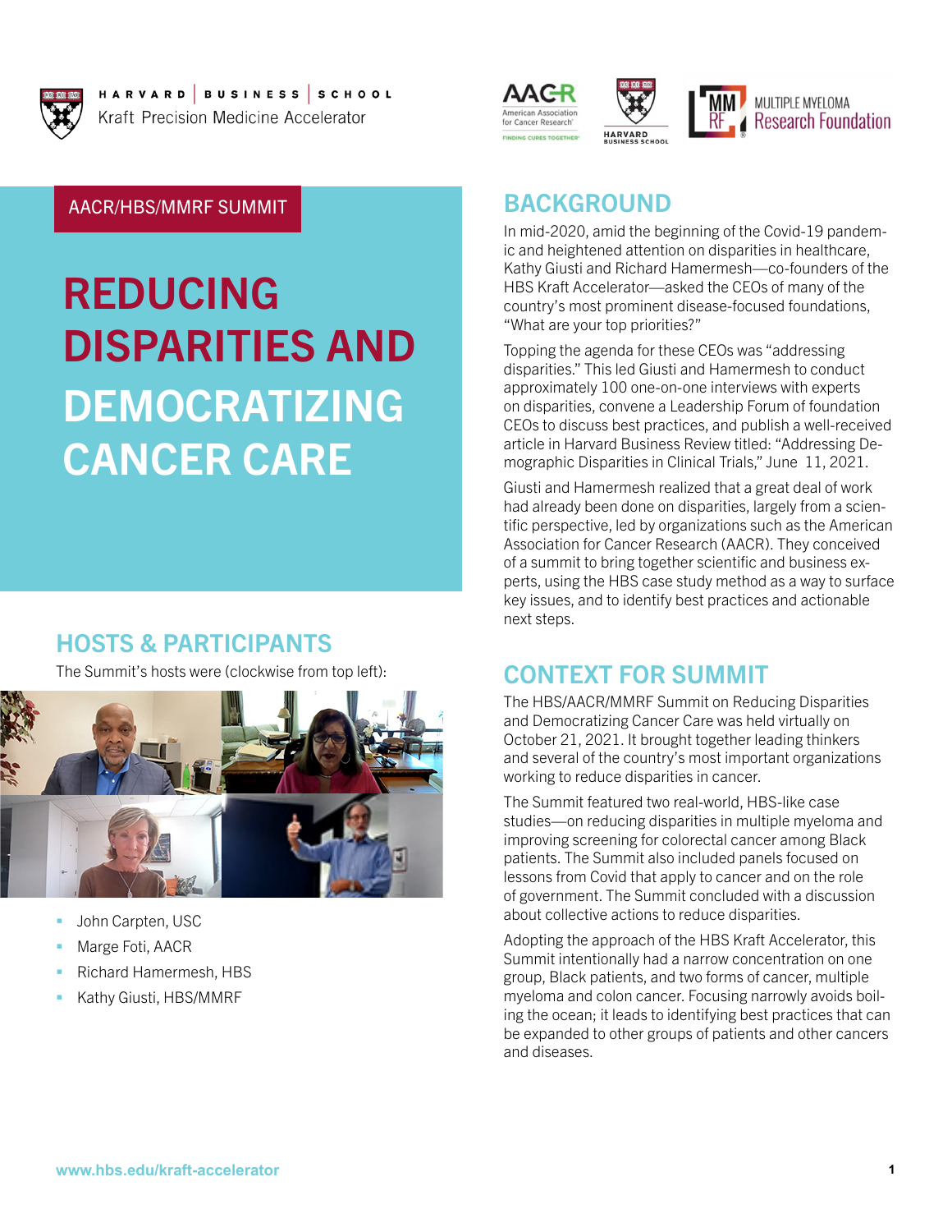HARVARD | BUSINESS | SCHOOL
Kraft Precision Medicine Accelerator

AACR/HBS/MMRF SUMMIT

# REDUCING DISPARITIES AND DEMOCRATIZING CANCER CARE

## HOSTS & PARTICIPANTS

The Summit's hosts were (clockwise from top left):

- John Carpten, USC
- Marge Foti, AACR
- Richard Hamermesh, HBS
- Kathy Giusti, HBS/MMRF

## BACKGROUND

In mid-2020, amid the beginning of the Covid-19 pandemic and heightened attention on disparities in healthcare, Kathy Giusti and Richard Hamermesh—co-founders of the HBS Kraft Accelerator—asked the CEOs of many of the country's most prominent disease-focused foundations, "What are your top priorities?"

Topping the agenda for these CEOs was "addressing disparities." This led Giusti and Hamermesh to conduct approximately 100 one-on-one interviews with experts on disparities, convene a Leadership Forum of foundation CEOs to discuss best practices, and publish a well-received article in Harvard Business Review titled: "Addressing Demographic Disparities in Clinical Trials," June 11, 2021.

Giusti and Hamermesh realized that a great deal of work had already been done on disparities, largely from a scientific perspective, led by organizations such as the American Association for Cancer Research (AACR). They conceived of a summit to bring together scientific and business experts, using the HBS case study method as a way to surface key issues, and to identify best practices and actionable next steps.

## CONTEXT FOR SUMMIT

The HBS/AACR/MMRF Summit on Reducing Disparities and Democratizing Cancer Care was held virtually on October 21, 2021. It brought together leading thinkers and several of the country's most important organizations working to reduce disparities in cancer.

The Summit featured two real-world, HBS-like case studies—on reducing disparities in multiple myeloma and improving screening for colorectal cancer among Black patients. The Summit also included panels focused on lessons from Covid that apply to cancer and on the role of government. The Summit concluded with a discussion about collective actions to reduce disparities.

Adopting the approach of the HBS Kraft Accelerator, this Summit intentionally had a narrow concentration on one group, Black patients, and two forms of cancer, multiple myeloma and colon cancer. Focusing narrowly avoids boiling the ocean; it leads to identifying best practices that can be expanded to other groups of patients and other cancers and diseases.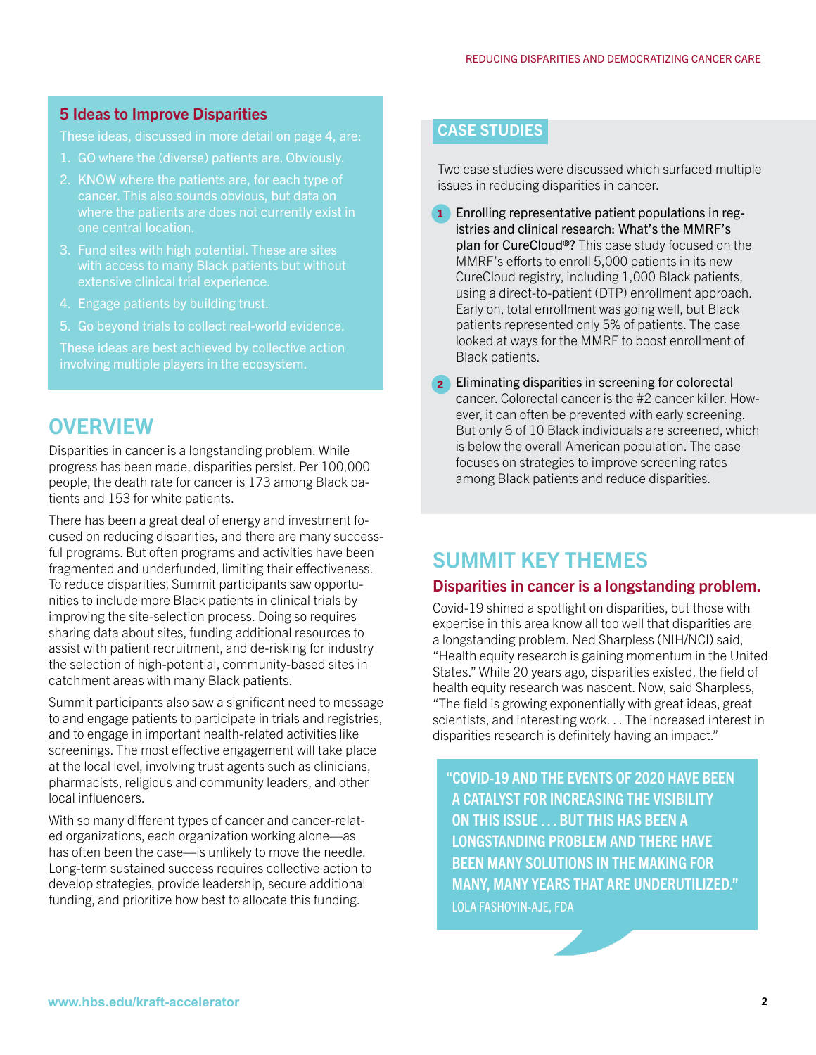## 5 Ideas to Improve Disparities

These ideas, discussed in more detail on page 4, are:

1. GO where the (diverse) patients are. Obviously.
2. KNOW where the patients are, for each type of cancer. This also sounds obvious, but data on where the patients are does not currently exist in one central location.
3. Fund sites with high potential. These are sites with access to many Black patients but without extensive clinical trial experience.
4. Engage patients by building trust.
5. Go beyond trials to collect real-world evidence.

These ideas are best achieved by collective action involving multiple players in the ecosystem.

## OVERVIEW

Disparities in cancer is a longstanding problem. While progress has been made, disparities persist. Per 100,000 people, the death rate for cancer is 173 among Black patients and 153 for white patients.

There has been a great deal of energy and investment focused on reducing disparities, and there are many successful programs. But often programs and activities have been fragmented and underfunded, limiting their effectiveness. To reduce disparities, Summit participants saw opportunities to include more Black patients in clinical trials by improving the site-selection process. Doing so requires sharing data about sites, funding additional resources to assist with patient recruitment, and de-risking for industry the selection of high-potential, community-based sites in catchment areas with many Black patients.

Summit participants also saw a significant need to message to and engage patients to participate in trials and registries, and to engage in important health-related activities like screenings. The most effective engagement will take place at the local level, involving trust agents such as clinicians, pharmacists, religious and community leaders, and other local influencers.

With so many different types of cancer and cancer-related organizations, each organization working alone—as has often been the case—is unlikely to move the needle. Long-term sustained success requires collective action to develop strategies, provide leadership, secure additional funding, and prioritize how best to allocate this funding.

## CASE STUDIES

Two case studies were discussed which surfaced multiple issues in reducing disparities in cancer.

1. **Enrolling representative patient populations in registries and clinical research: What's the MMRF's plan for CureCloud®?** This case study focused on the MMRF's efforts to enroll 5,000 patients in its new CureCloud registry, including 1,000 Black patients, using a direct-to-patient (DTP) enrollment approach. Early on, total enrollment was going well, but Black patients represented only 5% of patients. The case looked at ways for the MMRF to boost enrollment of Black patients.
2. **Eliminating disparities in screening for colorectal cancer.** Colorectal cancer is the #2 cancer killer. However, it can often be prevented with early screening. But only 6 of 10 Black individuals are screened, which is below the overall American population. The case focuses on strategies to improve screening rates among Black patients and reduce disparities.

## SUMMIT KEY THEMES

### Disparities in cancer is a longstanding problem.

Covid-19 shined a spotlight on disparities, but those with expertise in this area know all too well that disparities are a longstanding problem. Ned Sharpless (NIH/NCI) said, "Health equity research is gaining momentum in the United States." While 20 years ago, disparities existed, the field of health equity research was nascent. Now, said Sharpless, "The field is growing exponentially with great ideas, great scientists, and interesting work. . . The increased interest in disparities research is definitely having an impact."

> "COVID-19 AND THE EVENTS OF 2020 HAVE BEEN A CATALYST FOR INCREASING THE VISIBILITY ON THIS ISSUE . . . BUT THIS HAS BEEN A LONGSTANDING PROBLEM AND THERE HAVE BEEN MANY SOLUTIONS IN THE MAKING FOR MANY, MANY YEARS THAT ARE UNDERUTILIZED."
>
> LOLA FASHOYIN-AJE, FDA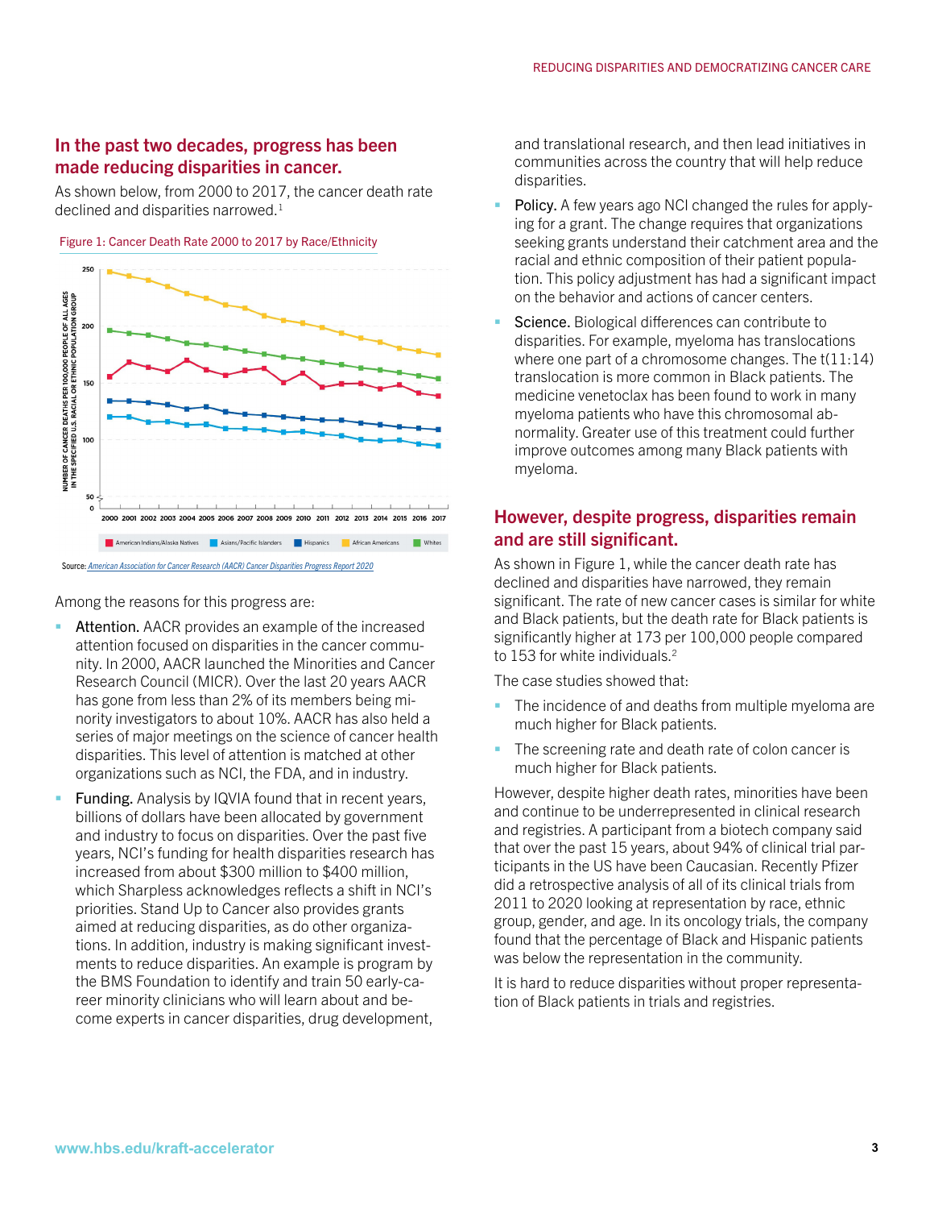## In the past two decades, progress has been made reducing disparities in cancer.

As shown below, from 2000 to 2017, the cancer death rate declined and disparities narrowed.[1]

Figure 1: Cancer Death Rate 2000 to 2017 by Race/Ethnicity

Source: *American Association for Cancer Research (AACR) Cancer Disparities Progress Report 2020*

Among the reasons for this progress are:

- **Attention.** AACR provides an example of the increased attention focused on disparities in the cancer community. In 2000, AACR launched the Minorities and Cancer Research Council (MICR). Over the last 20 years AACR has gone from less than 2% of its members being minority investigators to about 10%. AACR has also held a series of major meetings on the science of cancer health disparities. This level of attention is matched at other organizations such as NCI, the FDA, and in industry.
- **Funding.** Analysis by IQVIA found that in recent years, billions of dollars have been allocated by government and industry to focus on disparities. Over the past five years, NCI's funding for health disparities research has increased from about $300 million to $400 million, which Sharpless acknowledges reflects a shift in NCI's priorities. Stand Up to Cancer also provides grants aimed at reducing disparities, as do other organizations. In addition, industry is making significant investments to reduce disparities. An example is program by the BMS Foundation to identify and train 50 early-career minority clinicians who will learn about and become experts in cancer disparities, drug development, and translational research, and then lead initiatives in communities across the country that will help reduce disparities.
- **Policy.** A few years ago NCI changed the rules for applying for a grant. The change requires that organizations seeking grants understand their catchment area and the racial and ethnic composition of their patient population. This policy adjustment has had a significant impact on the behavior and actions of cancer centers.
- **Science.** Biological differences can contribute to disparities. For example, myeloma has translocations where one part of a chromosome changes. The t(11:14) translocation is more common in Black patients. The medicine venetoclax has been found to work in many myeloma patients who have this chromosomal abnormality. Greater use of this treatment could further improve outcomes among many Black patients with myeloma.

## However, despite progress, disparities remain and are still significant.

As shown in Figure 1, while the cancer death rate has declined and disparities have narrowed, they remain significant. The rate of new cancer cases is similar for white and Black patients, but the death rate for Black patients is significantly higher at 173 per 100,000 people compared to 153 for white individuals.[2]

The case studies showed that:

- The incidence of and deaths from multiple myeloma are much higher for Black patients.
- The screening rate and death rate of colon cancer is much higher for Black patients.

However, despite higher death rates, minorities have been and continue to be underrepresented in clinical research and registries. A participant from a biotech company said that over the past 15 years, about 94% of clinical trial participants in the US have been Caucasian. Recently Pfizer did a retrospective analysis of all of its clinical trials from 2011 to 2020 looking at representation by race, ethnic group, gender, and age. In its oncology trials, the company found that the percentage of Black and Hispanic patients was below the representation in the community.

It is hard to reduce disparities without proper representation of Black patients in trials and registries.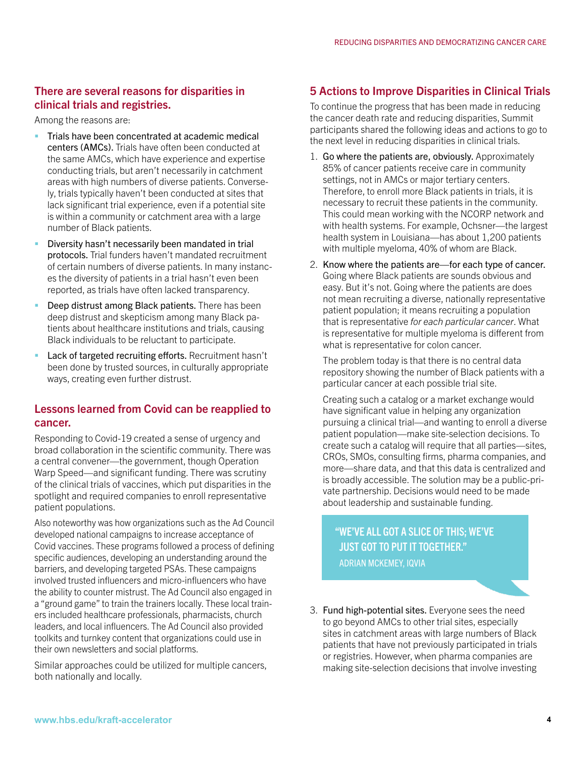## There are several reasons for disparities in clinical trials and registries.

Among the reasons are:

- **Trials have been concentrated at academic medical centers (AMCs).** Trials have often been conducted at the same AMCs, which have experience and expertise conducting trials, but aren't necessarily in catchment areas with high numbers of diverse patients. Conversely, trials typically haven't been conducted at sites that lack significant trial experience, even if a potential site is within a community or catchment area with a large number of Black patients.
- **Diversity hasn't necessarily been mandated in trial protocols.** Trial funders haven't mandated recruitment of certain numbers of diverse patients. In many instances the diversity of patients in a trial hasn't even been reported, as trials have often lacked transparency.
- **Deep distrust among Black patients.** There has been deep distrust and skepticism among many Black patients about healthcare institutions and trials, causing Black individuals to be reluctant to participate.
- **Lack of targeted recruiting efforts.** Recruitment hasn't been done by trusted sources, in culturally appropriate ways, creating even further distrust.

## Lessons learned from Covid can be reapplied to cancer.

Responding to Covid-19 created a sense of urgency and broad collaboration in the scientific community. There was a central convener—the government, though Operation Warp Speed—and significant funding. There was scrutiny of the clinical trials of vaccines, which put disparities in the spotlight and required companies to enroll representative patient populations.

Also noteworthy was how organizations such as the Ad Council developed national campaigns to increase acceptance of Covid vaccines. These programs followed a process of defining specific audiences, developing an understanding around the barriers, and developing targeted PSAs. These campaigns involved trusted influencers and micro-influencers who have the ability to counter mistrust. The Ad Council also engaged in a "ground game" to train the trainers locally. These local trainers included healthcare professionals, pharmacists, church leaders, and local influencers. The Ad Council also provided toolkits and turnkey content that organizations could use in their own newsletters and social platforms.

Similar approaches could be utilized for multiple cancers, both nationally and locally.

## 5 Actions to Improve Disparities in Clinical Trials

To continue the progress that has been made in reducing the cancer death rate and reducing disparities, Summit participants shared the following ideas and actions to go to the next level in reducing disparities in clinical trials.

1. **Go where the patients are, obviously.** Approximately 85% of cancer patients receive care in community settings, not in AMCs or major tertiary centers. Therefore, to enroll more Black patients in trials, it is necessary to recruit these patients in the community. This could mean working with the NCORP network and with health systems. For example, Ochsner—the largest health system in Louisiana—has about 1,200 patients with multiple myeloma, 40% of whom are Black.

2. **Know where the patients are—for each type of cancer.** Going where Black patients are sounds obvious and easy. But it's not. Going where the patients are does not mean recruiting a diverse, nationally representative patient population; it means recruiting a population that is representative *for each particular cancer*. What is representative for multiple myeloma is different from what is representative for colon cancer.

   The problem today is that there is no central data repository showing the number of Black patients with a particular cancer at each possible trial site.

   Creating such a catalog or a market exchange would have significant value in helping any organization pursuing a clinical trial—and wanting to enroll a diverse patient population—make site-selection decisions. To create such a catalog will require that all parties—sites, CROs, SMOs, consulting firms, pharma companies, and more—share data, and that this data is centralized and is broadly accessible. The solution may be a public-private partnership. Decisions would need to be made about leadership and sustainable funding.

> "WE'VE ALL GOT A SLICE OF THIS; WE'VE JUST GOT TO PUT IT TOGETHER."
> ADRIAN MCKEMEY, IQVIA

3. **Fund high-potential sites.** Everyone sees the need to go beyond AMCs to other trial sites, especially sites in catchment areas with large numbers of Black patients that have not previously participated in trials or registries. However, when pharma companies are making site-selection decisions that involve investing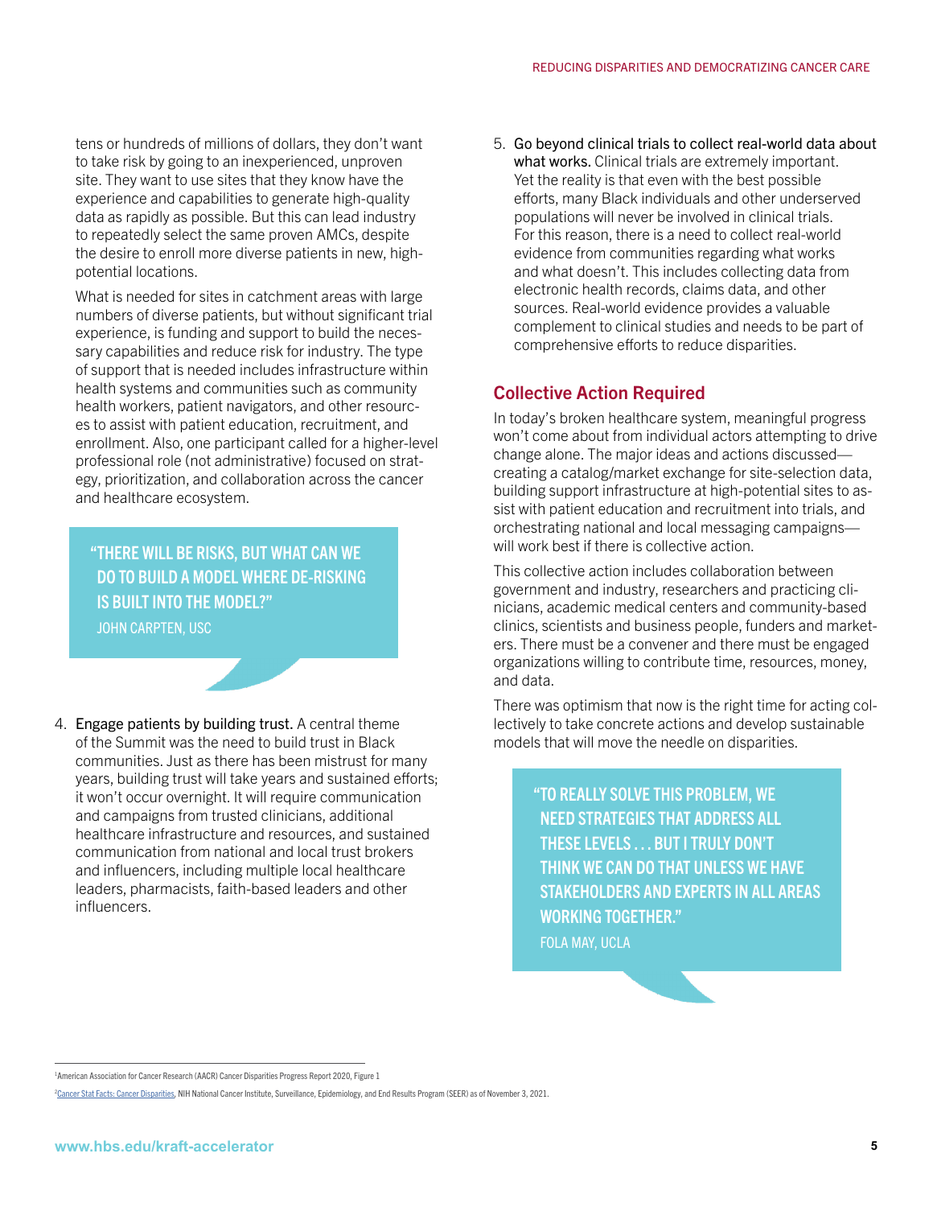tens or hundreds of millions of dollars, they don't want to take risk by going to an inexperienced, unproven site. They want to use sites that they know have the experience and capabilities to generate high-quality data as rapidly as possible. But this can lead industry to repeatedly select the same proven AMCs, despite the desire to enroll more diverse patients in new, high-potential locations.

What is needed for sites in catchment areas with large numbers of diverse patients, but without significant trial experience, is funding and support to build the necessary capabilities and reduce risk for industry. The type of support that is needed includes infrastructure within health systems and communities such as community health workers, patient navigators, and other resources to assist with patient education, recruitment, and enrollment. Also, one participant called for a higher-level professional role (not administrative) focused on strategy, prioritization, and collaboration across the cancer and healthcare ecosystem.

> "THERE WILL BE RISKS, BUT WHAT CAN WE DO TO BUILD A MODEL WHERE DE-RISKING IS BUILT INTO THE MODEL?"
> JOHN CARPTEN, USC

4. Engage patients by building trust. A central theme of the Summit was the need to build trust in Black communities. Just as there has been mistrust for many years, building trust will take years and sustained efforts; it won't occur overnight. It will require communication and campaigns from trusted clinicians, additional healthcare infrastructure and resources, and sustained communication from national and local trust brokers and influencers, including multiple local healthcare leaders, pharmacists, faith-based leaders and other influencers.

5. Go beyond clinical trials to collect real-world data about what works. Clinical trials are extremely important. Yet the reality is that even with the best possible efforts, many Black individuals and other underserved populations will never be involved in clinical trials. For this reason, there is a need to collect real-world evidence from communities regarding what works and what doesn't. This includes collecting data from electronic health records, claims data, and other sources. Real-world evidence provides a valuable complement to clinical studies and needs to be part of comprehensive efforts to reduce disparities.

## Collective Action Required

In today's broken healthcare system, meaningful progress won't come about from individual actors attempting to drive change alone. The major ideas and actions discussed—creating a catalog/market exchange for site-selection data, building support infrastructure at high-potential sites to assist with patient education and recruitment into trials, and orchestrating national and local messaging campaigns—will work best if there is collective action.

This collective action includes collaboration between government and industry, researchers and practicing clinicians, academic medical centers and community-based clinics, scientists and business people, funders and marketers. There must be a convener and there must be engaged organizations willing to contribute time, resources, money, and data.

There was optimism that now is the right time for acting collectively to take concrete actions and develop sustainable models that will move the needle on disparities.

> "TO REALLY SOLVE THIS PROBLEM, WE NEED STRATEGIES THAT ADDRESS ALL THESE LEVELS . . . BUT I TRULY DON'T THINK WE CAN DO THAT UNLESS WE HAVE STAKEHOLDERS AND EXPERTS IN ALL AREAS WORKING TOGETHER."
> FOLA MAY, UCLA

---

[1] American Association for Cancer Research (AACR) Cancer Disparities Progress Report 2020, Figure 1

[2] Cancer Stat Facts: Cancer Disparities, NIH National Cancer Institute, Surveillance, Epidemiology, and End Results Program (SEER) as of November 3, 2021.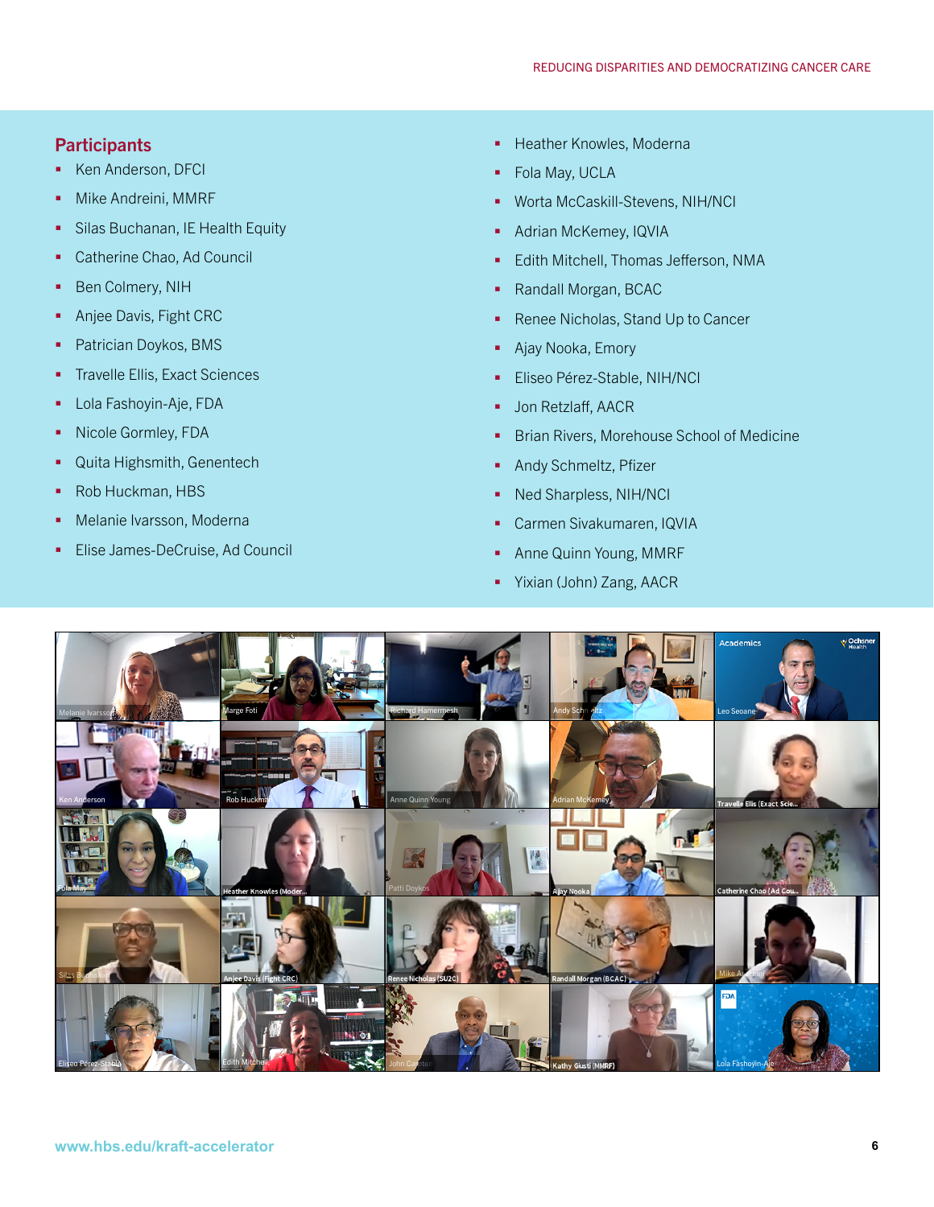## Participants

- Ken Anderson, DFCI
- Mike Andreini, MMRF
- Silas Buchanan, IE Health Equity
- Catherine Chao, Ad Council
- Ben Colmery, NIH
- Anjee Davis, Fight CRC
- Patrician Doykos, BMS
- Travelle Ellis, Exact Sciences
- Lola Fashoyin-Aje, FDA
- Nicole Gormley, FDA
- Quita Highsmith, Genentech
- Rob Huckman, HBS
- Melanie Ivarsson, Moderna
- Elise James-DeCruise, Ad Council
- Heather Knowles, Moderna
- Fola May, UCLA
- Worta McCaskill-Stevens, NIH/NCI
- Adrian McKemey, IQVIA
- Edith Mitchell, Thomas Jefferson, NMA
- Randall Morgan, BCAC
- Renee Nicholas, Stand Up to Cancer
- Ajay Nooka, Emory
- Eliseo Pérez-Stable, NIH/NCI
- Jon Retzlaff, AACR
- Brian Rivers, Morehouse School of Medicine
- Andy Schmeltz, Pfizer
- Ned Sharpless, NIH/NCI
- Carmen Sivakumaren, IQVIA
- Anne Quinn Young, MMRF
- Yixian (John) Zang, AACR

www.hbs.edu/kraft-accelerator